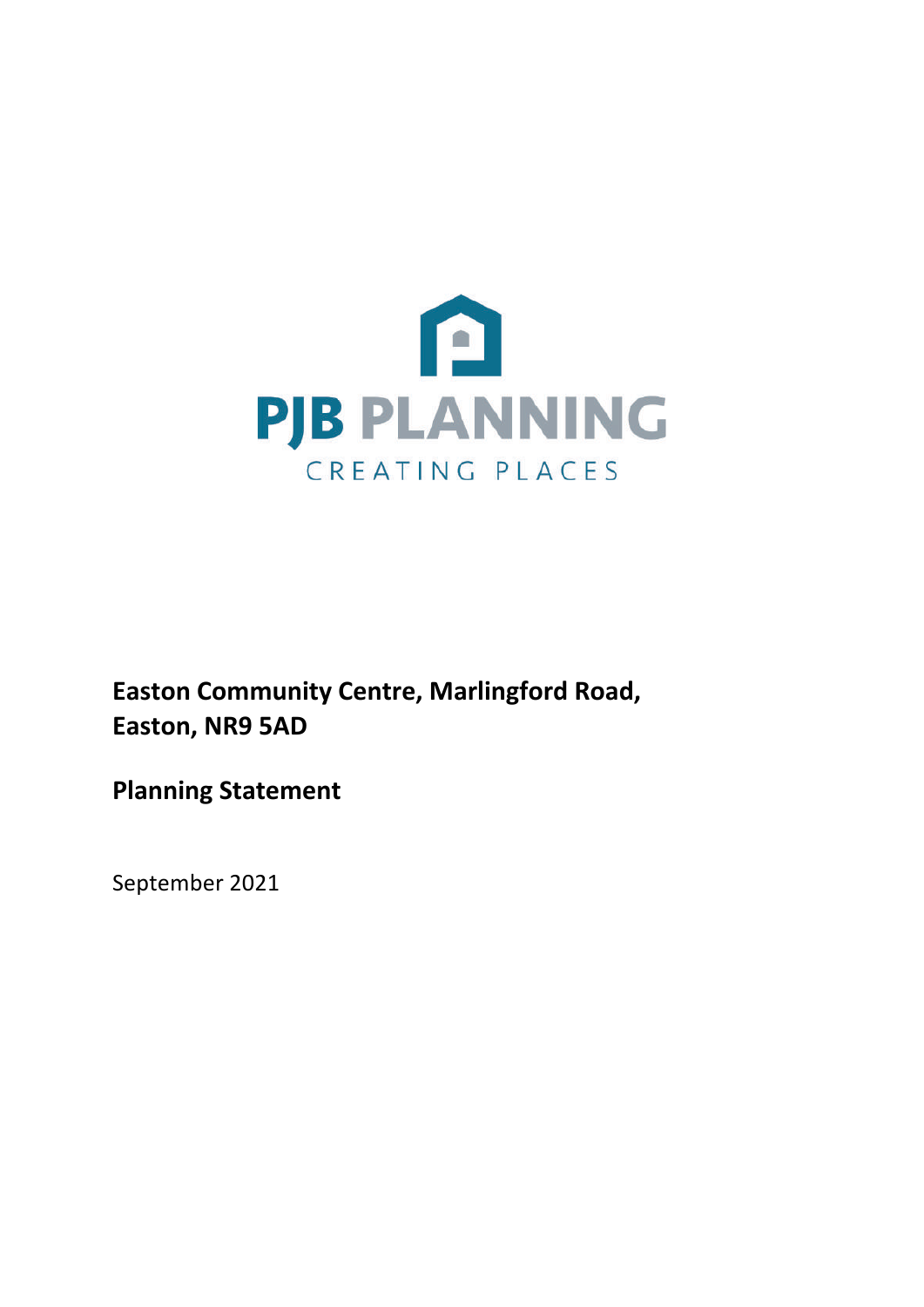PJB PLANNING

CREATING PLACES

**Easton Community Centre, Marlingford Road, Easton, NR9 5AD**

**Planning Statement**

September 2021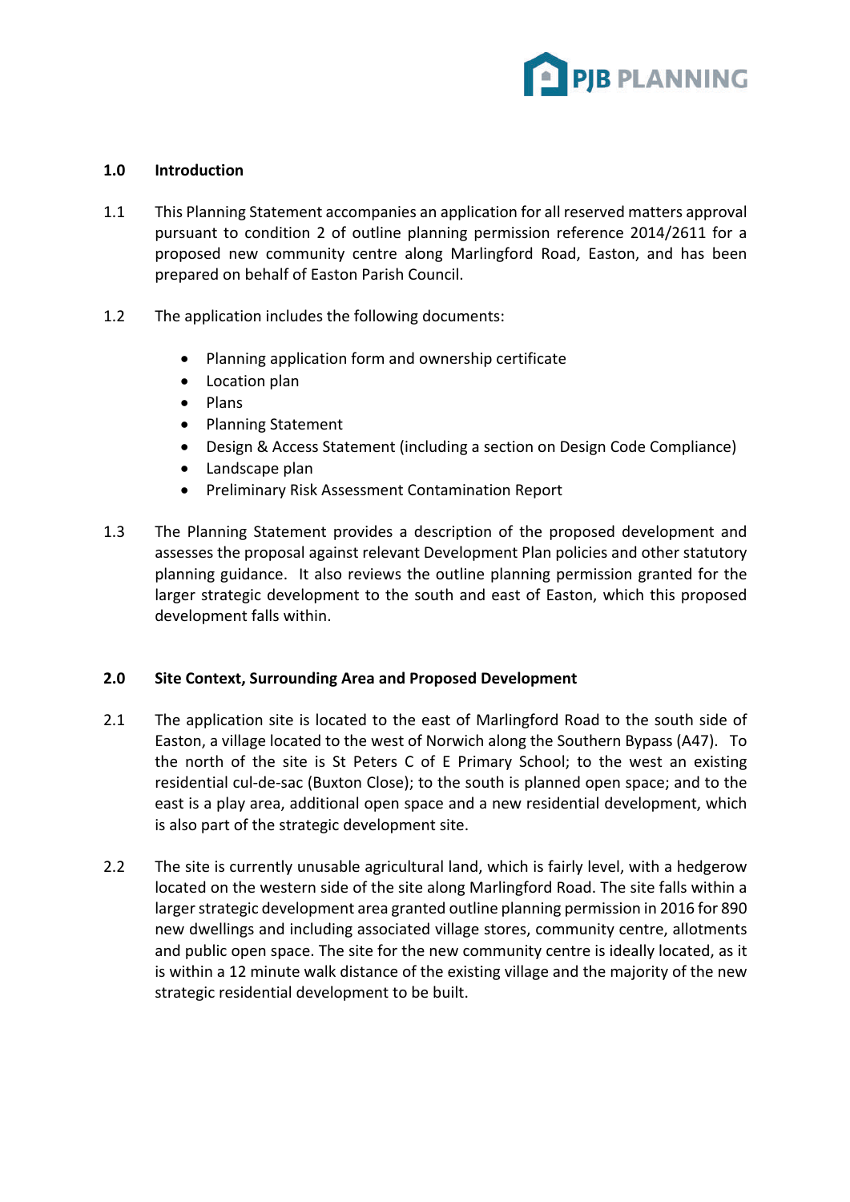## 1.0 Introduction

1.1 This Planning Statement accompanies an application for all reserved matters approval pursuant to condition 2 of outline planning permission reference 2014/2611 for a proposed new community centre along Marlingford Road, Easton, and has been prepared on behalf of Easton Parish Council.

1.2 The application includes the following documents:

- Planning application form and ownership certificate
- Location plan
- Plans
- Planning Statement
- Design & Access Statement (including a section on Design Code Compliance)
- Landscape plan
- Preliminary Risk Assessment Contamination Report

1.3 The Planning Statement provides a description of the proposed development and assesses the proposal against relevant Development Plan policies and other statutory planning guidance. It also reviews the outline planning permission granted for the larger strategic development to the south and east of Easton, which this proposed development falls within.

## 2.0 Site Context, Surrounding Area and Proposed Development

2.1 The application site is located to the east of Marlingford Road to the south side of Easton, a village located to the west of Norwich along the Southern Bypass (A47). To the north of the site is St Peters C of E Primary School; to the west an existing residential cul-de-sac (Buxton Close); to the south is planned open space; and to the east is a play area, additional open space and a new residential development, which is also part of the strategic development site.

2.2 The site is currently unusable agricultural land, which is fairly level, with a hedgerow located on the western side of the site along Marlingford Road. The site falls within a larger strategic development area granted outline planning permission in 2016 for 890 new dwellings and including associated village stores, community centre, allotments and public open space. The site for the new community centre is ideally located, as it is within a 12 minute walk distance of the existing village and the majority of the new strategic residential development to be built.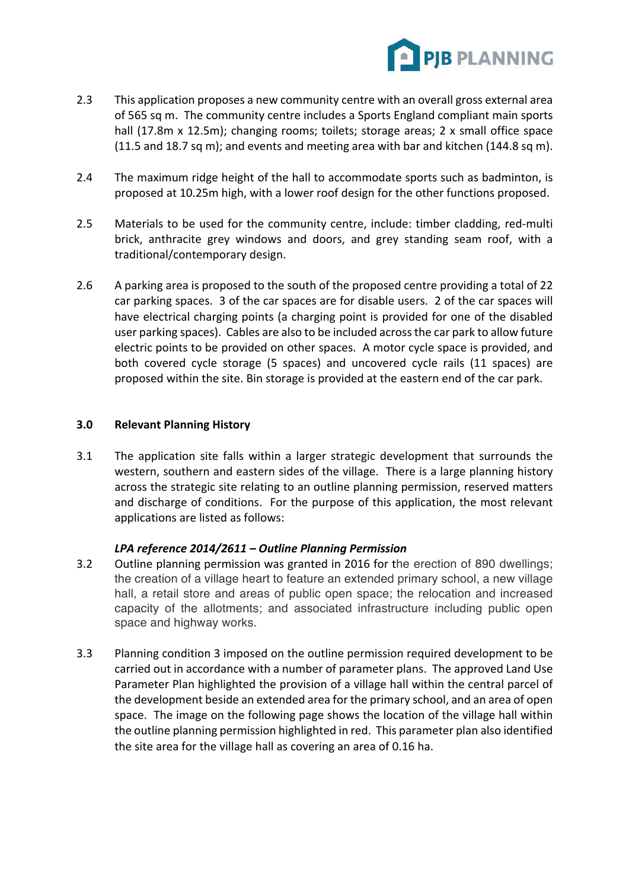2.3 This application proposes a new community centre with an overall gross external area of 565 sq m. The community centre includes a Sports England compliant main sports hall (17.8m x 12.5m); changing rooms; toilets; storage areas; 2 x small office space (11.5 and 18.7 sq m); and events and meeting area with bar and kitchen (144.8 sq m).

2.4 The maximum ridge height of the hall to accommodate sports such as badminton, is proposed at 10.25m high, with a lower roof design for the other functions proposed.

2.5 Materials to be used for the community centre, include: timber cladding, red-multi brick, anthracite grey windows and doors, and grey standing seam roof, with a traditional/contemporary design.

2.6 A parking area is proposed to the south of the proposed centre providing a total of 22 car parking spaces. 3 of the car spaces are for disable users. 2 of the car spaces will have electrical charging points (a charging point is provided for one of the disabled user parking spaces). Cables are also to be included across the car park to allow future electric points to be provided on other spaces. A motor cycle space is provided, and both covered cycle storage (5 spaces) and uncovered cycle rails (11 spaces) are proposed within the site. Bin storage is provided at the eastern end of the car park.

## 3.0 Relevant Planning History

3.1 The application site falls within a larger strategic development that surrounds the western, southern and eastern sides of the village. There is a large planning history across the strategic site relating to an outline planning permission, reserved matters and discharge of conditions. For the purpose of this application, the most relevant applications are listed as follows:

***LPA reference 2014/2611 – Outline Planning Permission***

3.2 Outline planning permission was granted in 2016 for the erection of 890 dwellings; the creation of a village heart to feature an extended primary school, a new village hall, a retail store and areas of public open space; the relocation and increased capacity of the allotments; and associated infrastructure including public open space and highway works.

3.3 Planning condition 3 imposed on the outline permission required development to be carried out in accordance with a number of parameter plans. The approved Land Use Parameter Plan highlighted the provision of a village hall within the central parcel of the development beside an extended area for the primary school, and an area of open space. The image on the following page shows the location of the village hall within the outline planning permission highlighted in red. This parameter plan also identified the site area for the village hall as covering an area of 0.16 ha.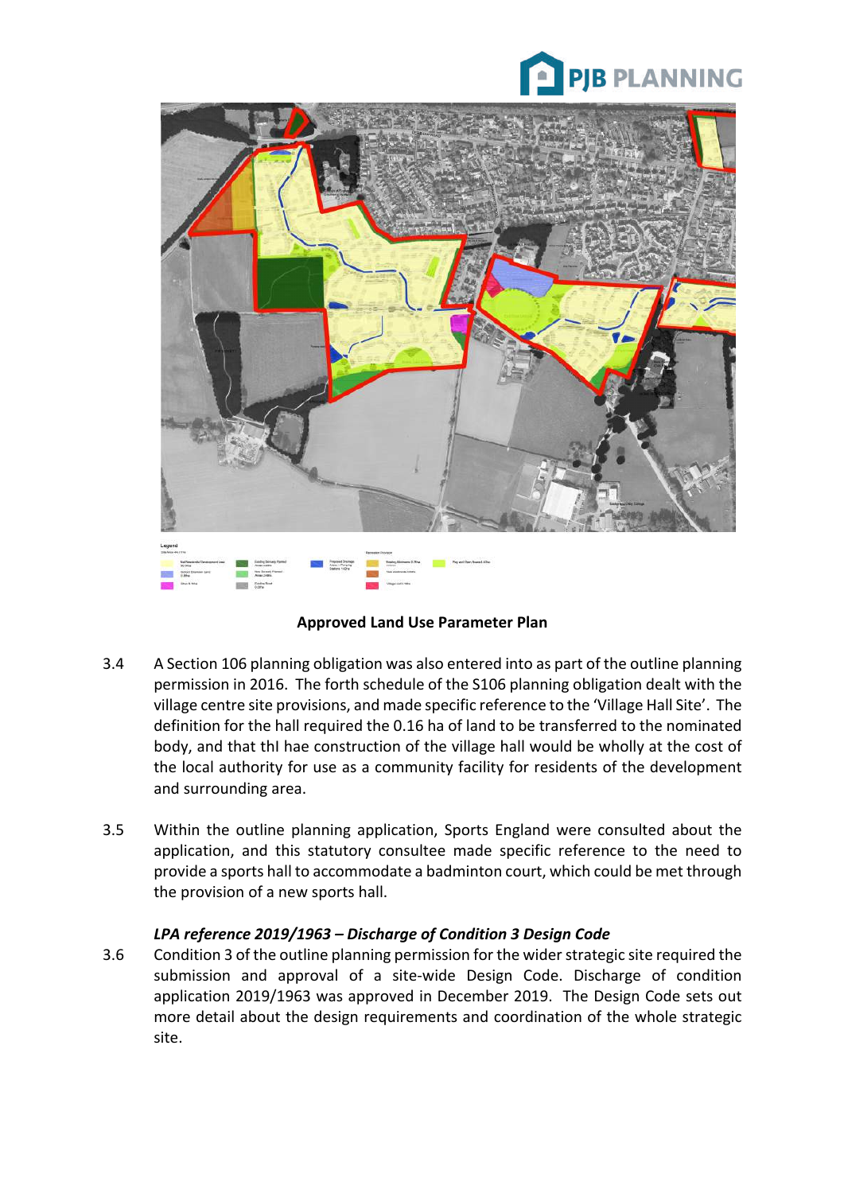**Approved Land Use Parameter Plan**

3.4 A Section 106 planning obligation was also entered into as part of the outline planning permission in 2016. The forth schedule of the S106 planning obligation dealt with the village centre site provisions, and made specific reference to the 'Village Hall Site'. The definition for the hall required the 0.16 ha of land to be transferred to the nominated body, and that thl hae construction of the village hall would be wholly at the cost of the local authority for use as a community facility for residents of the development and surrounding area.

3.5 Within the outline planning application, Sports England were consulted about the application, and this statutory consultee made specific reference to the need to provide a sports hall to accommodate a badminton court, which could be met through the provision of a new sports hall.

*LPA reference 2019/1963 – Discharge of Condition 3 Design Code*

3.6 Condition 3 of the outline planning permission for the wider strategic site required the submission and approval of a site-wide Design Code. Discharge of condition application 2019/1963 was approved in December 2019. The Design Code sets out more detail about the design requirements and coordination of the whole strategic site.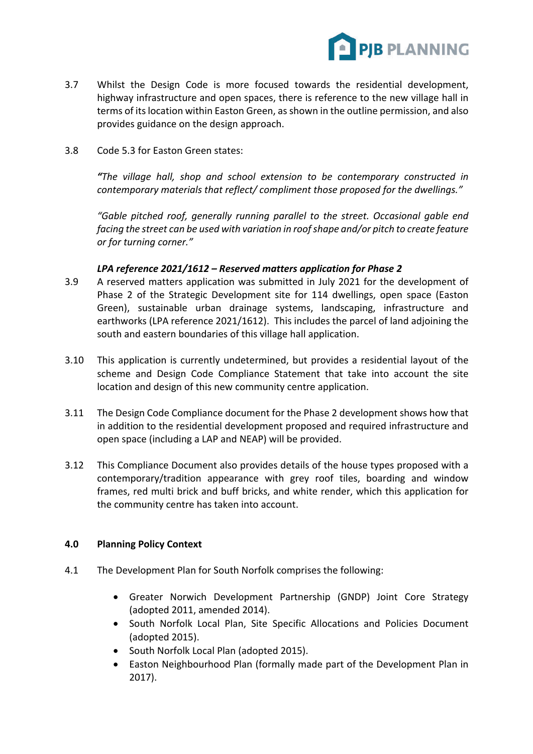3.7 Whilst the Design Code is more focused towards the residential development, highway infrastructure and open spaces, there is reference to the new village hall in terms of its location within Easton Green, as shown in the outline permission, and also provides guidance on the design approach.

3.8 Code 5.3 for Easton Green states:

> ***"****The village hall, shop and school extension to be contemporary constructed in contemporary materials that reflect/ compliment those proposed for the dwellings."*
>
> *"Gable pitched roof, generally running parallel to the street. Occasional gable end facing the street can be used with variation in roof shape and/or pitch to create feature or for turning corner."*

***LPA reference 2021/1612 – Reserved matters application for Phase 2***

3.9 A reserved matters application was submitted in July 2021 for the development of Phase 2 of the Strategic Development site for 114 dwellings, open space (Easton Green), sustainable urban drainage systems, landscaping, infrastructure and earthworks (LPA reference 2021/1612). This includes the parcel of land adjoining the south and eastern boundaries of this village hall application.

3.10 This application is currently undetermined, but provides a residential layout of the scheme and Design Code Compliance Statement that take into account the site location and design of this new community centre application.

3.11 The Design Code Compliance document for the Phase 2 development shows how that in addition to the residential development proposed and required infrastructure and open space (including a LAP and NEAP) will be provided.

3.12 This Compliance Document also provides details of the house types proposed with a contemporary/tradition appearance with grey roof tiles, boarding and window frames, red multi brick and buff bricks, and white render, which this application for the community centre has taken into account.

## 4.0 Planning Policy Context

4.1 The Development Plan for South Norfolk comprises the following:

- Greater Norwich Development Partnership (GNDP) Joint Core Strategy (adopted 2011, amended 2014).
- South Norfolk Local Plan, Site Specific Allocations and Policies Document (adopted 2015).
- South Norfolk Local Plan (adopted 2015).
- Easton Neighbourhood Plan (formally made part of the Development Plan in 2017).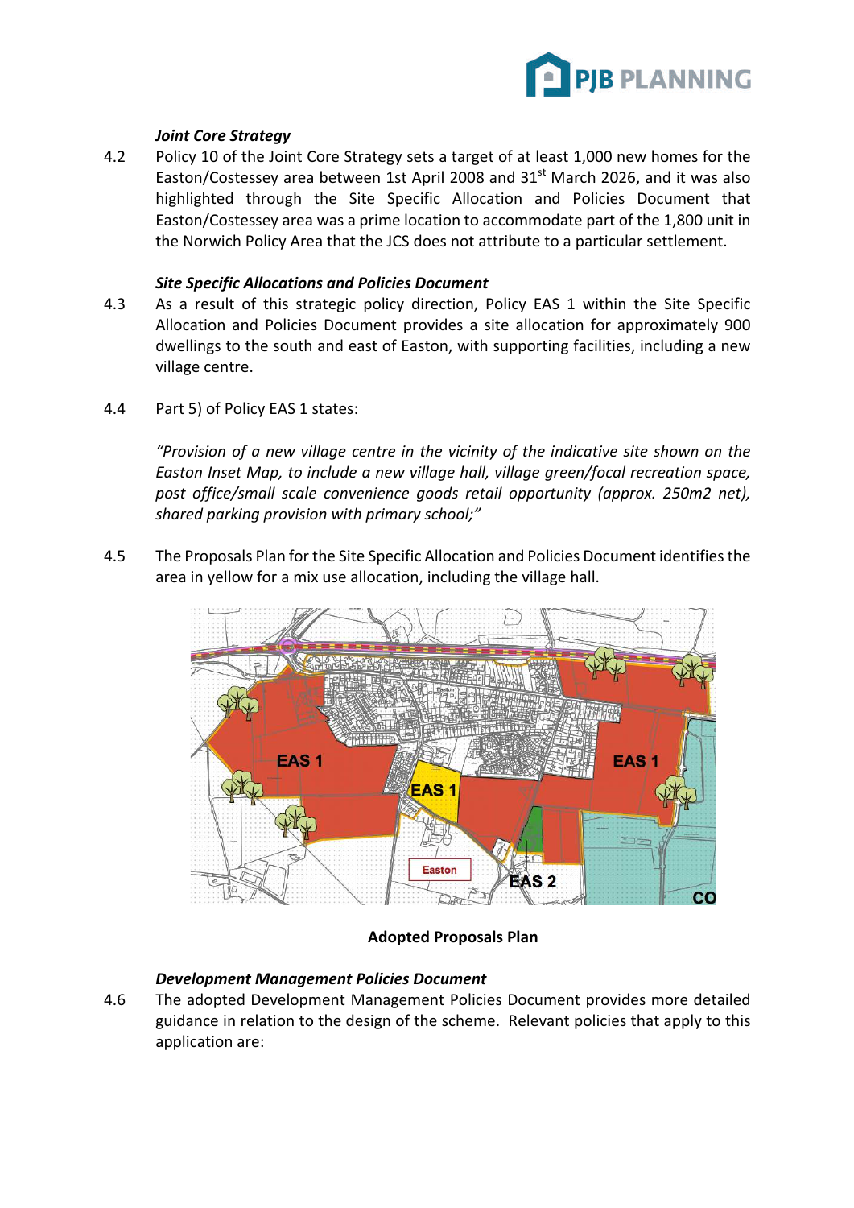### *Joint Core Strategy*

4.2 Policy 10 of the Joint Core Strategy sets a target of at least 1,000 new homes for the Easton/Costessey area between 1st April 2008 and 31st March 2026, and it was also highlighted through the Site Specific Allocation and Policies Document that Easton/Costessey area was a prime location to accommodate part of the 1,800 unit in the Norwich Policy Area that the JCS does not attribute to a particular settlement.

### *Site Specific Allocations and Policies Document*

4.3 As a result of this strategic policy direction, Policy EAS 1 within the Site Specific Allocation and Policies Document provides a site allocation for approximately 900 dwellings to the south and east of Easton, with supporting facilities, including a new village centre.

4.4 Part 5) of Policy EAS 1 states:

*"Provision of a new village centre in the vicinity of the indicative site shown on the Easton Inset Map, to include a new village hall, village green/focal recreation space, post office/small scale convenience goods retail opportunity (approx. 250m2 net), shared parking provision with primary school;"*

4.5 The Proposals Plan for the Site Specific Allocation and Policies Document identifies the area in yellow for a mix use allocation, including the village hall.

**Adopted Proposals Plan**

### *Development Management Policies Document*

4.6 The adopted Development Management Policies Document provides more detailed guidance in relation to the design of the scheme. Relevant policies that apply to this application are: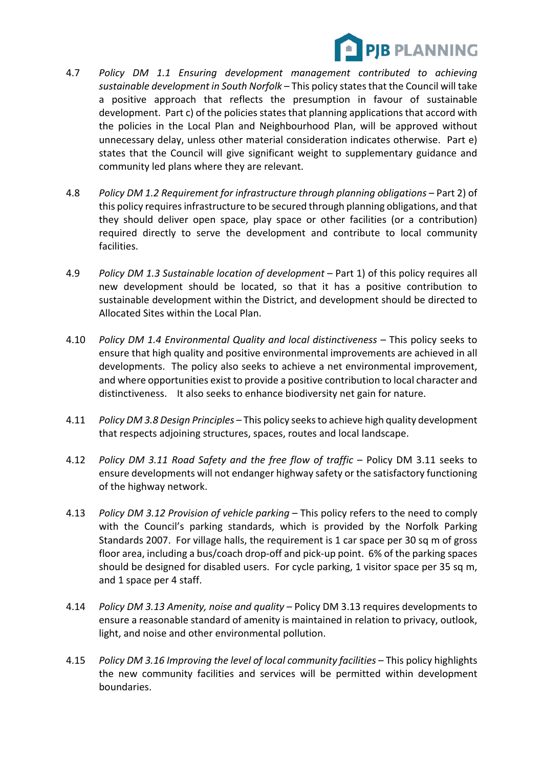4.7 *Policy DM 1.1 Ensuring development management contributed to achieving sustainable development in South Norfolk* – This policy states that the Council will take a positive approach that reflects the presumption in favour of sustainable development. Part c) of the policies states that planning applications that accord with the policies in the Local Plan and Neighbourhood Plan, will be approved without unnecessary delay, unless other material consideration indicates otherwise. Part e) states that the Council will give significant weight to supplementary guidance and community led plans where they are relevant.

4.8 *Policy DM 1.2 Requirement for infrastructure through planning obligations* – Part 2) of this policy requires infrastructure to be secured through planning obligations, and that they should deliver open space, play space or other facilities (or a contribution) required directly to serve the development and contribute to local community facilities.

4.9 *Policy DM 1.3 Sustainable location of development* – Part 1) of this policy requires all new development should be located, so that it has a positive contribution to sustainable development within the District, and development should be directed to Allocated Sites within the Local Plan.

4.10 *Policy DM 1.4 Environmental Quality and local distinctiveness* – This policy seeks to ensure that high quality and positive environmental improvements are achieved in all developments. The policy also seeks to achieve a net environmental improvement, and where opportunities exist to provide a positive contribution to local character and distinctiveness. It also seeks to enhance biodiversity net gain for nature.

4.11 *Policy DM 3.8 Design Principles* – This policy seeks to achieve high quality development that respects adjoining structures, spaces, routes and local landscape.

4.12 *Policy DM 3.11 Road Safety and the free flow of traffic* – Policy DM 3.11 seeks to ensure developments will not endanger highway safety or the satisfactory functioning of the highway network.

4.13 *Policy DM 3.12 Provision of vehicle parking* – This policy refers to the need to comply with the Council's parking standards, which is provided by the Norfolk Parking Standards 2007. For village halls, the requirement is 1 car space per 30 sq m of gross floor area, including a bus/coach drop-off and pick-up point. 6% of the parking spaces should be designed for disabled users. For cycle parking, 1 visitor space per 35 sq m, and 1 space per 4 staff.

4.14 *Policy DM 3.13 Amenity, noise and quality* – Policy DM 3.13 requires developments to ensure a reasonable standard of amenity is maintained in relation to privacy, outlook, light, and noise and other environmental pollution.

4.15 *Policy DM 3.16 Improving the level of local community facilities* – This policy highlights the new community facilities and services will be permitted within development boundaries.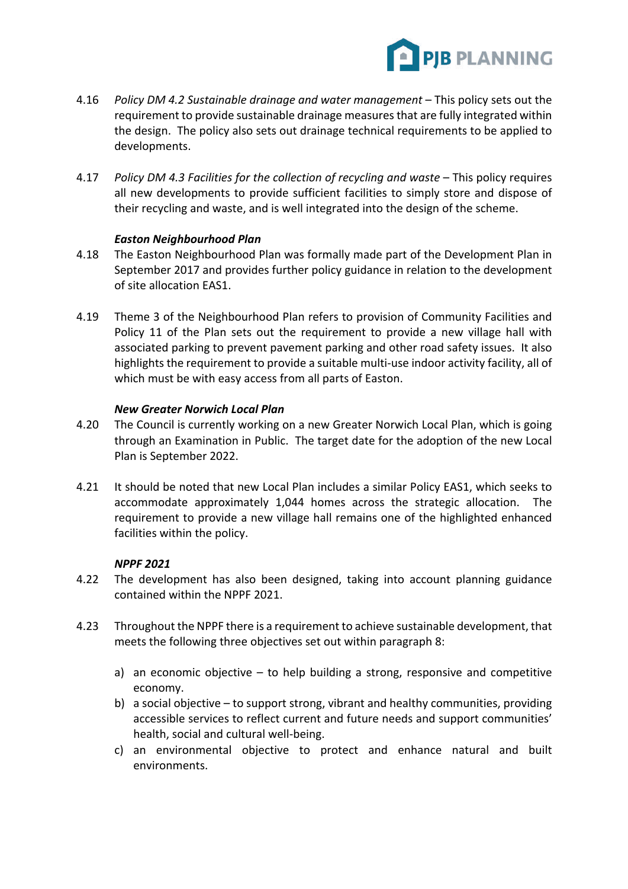4.16 *Policy DM 4.2 Sustainable drainage and water management* – This policy sets out the requirement to provide sustainable drainage measures that are fully integrated within the design. The policy also sets out drainage technical requirements to be applied to developments.

4.17 *Policy DM 4.3 Facilities for the collection of recycling and waste* – This policy requires all new developments to provide sufficient facilities to simply store and dispose of their recycling and waste, and is well integrated into the design of the scheme.

***Easton Neighbourhood Plan***

4.18 The Easton Neighbourhood Plan was formally made part of the Development Plan in September 2017 and provides further policy guidance in relation to the development of site allocation EAS1.

4.19 Theme 3 of the Neighbourhood Plan refers to provision of Community Facilities and Policy 11 of the Plan sets out the requirement to provide a new village hall with associated parking to prevent pavement parking and other road safety issues. It also highlights the requirement to provide a suitable multi-use indoor activity facility, all of which must be with easy access from all parts of Easton.

***New Greater Norwich Local Plan***

4.20 The Council is currently working on a new Greater Norwich Local Plan, which is going through an Examination in Public. The target date for the adoption of the new Local Plan is September 2022.

4.21 It should be noted that new Local Plan includes a similar Policy EAS1, which seeks to accommodate approximately 1,044 homes across the strategic allocation. The requirement to provide a new village hall remains one of the highlighted enhanced facilities within the policy.

***NPPF 2021***

4.22 The development has also been designed, taking into account planning guidance contained within the NPPF 2021.

4.23 Throughout the NPPF there is a requirement to achieve sustainable development, that meets the following three objectives set out within paragraph 8:

a) an economic objective – to help building a strong, responsive and competitive economy.
b) a social objective – to support strong, vibrant and healthy communities, providing accessible services to reflect current and future needs and support communities' health, social and cultural well-being.
c) an environmental objective to protect and enhance natural and built environments.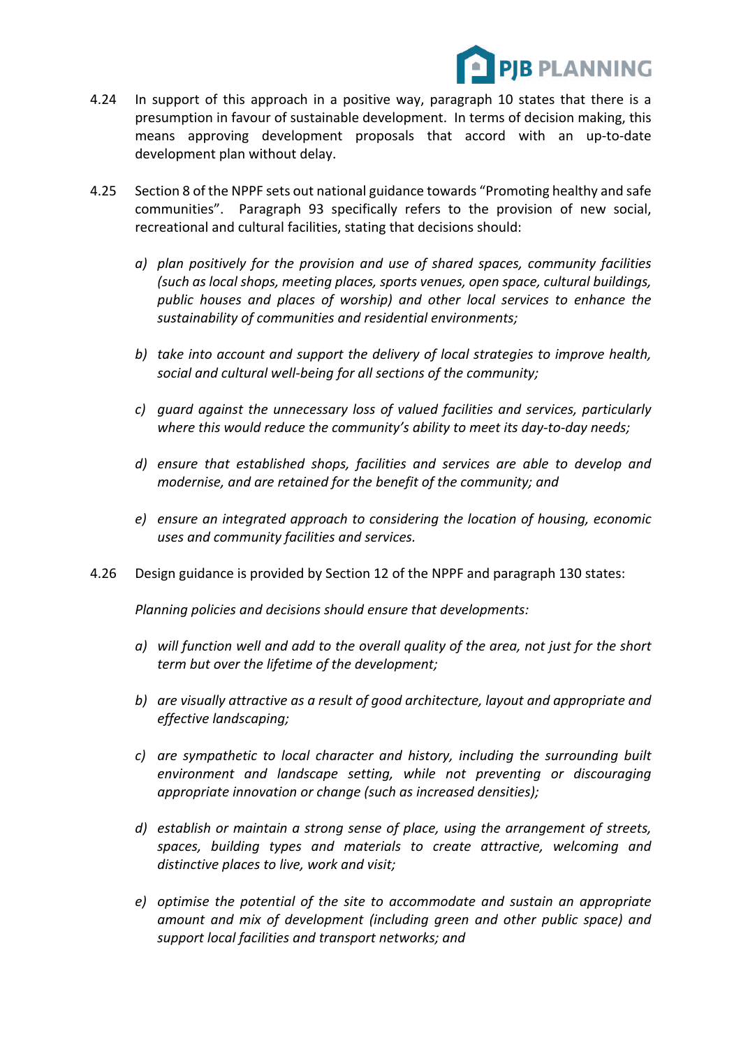4.24 In support of this approach in a positive way, paragraph 10 states that there is a presumption in favour of sustainable development. In terms of decision making, this means approving development proposals that accord with an up-to-date development plan without delay.

4.25 Section 8 of the NPPF sets out national guidance towards "Promoting healthy and safe communities". Paragraph 93 specifically refers to the provision of new social, recreational and cultural facilities, stating that decisions should:

a) *plan positively for the provision and use of shared spaces, community facilities (such as local shops, meeting places, sports venues, open space, cultural buildings, public houses and places of worship) and other local services to enhance the sustainability of communities and residential environments;*

b) *take into account and support the delivery of local strategies to improve health, social and cultural well-being for all sections of the community;*

c) *guard against the unnecessary loss of valued facilities and services, particularly where this would reduce the community's ability to meet its day-to-day needs;*

d) *ensure that established shops, facilities and services are able to develop and modernise, and are retained for the benefit of the community; and*

e) *ensure an integrated approach to considering the location of housing, economic uses and community facilities and services.*

4.26 Design guidance is provided by Section 12 of the NPPF and paragraph 130 states:

*Planning policies and decisions should ensure that developments:*

a) *will function well and add to the overall quality of the area, not just for the short term but over the lifetime of the development;*

b) *are visually attractive as a result of good architecture, layout and appropriate and effective landscaping;*

c) *are sympathetic to local character and history, including the surrounding built environment and landscape setting, while not preventing or discouraging appropriate innovation or change (such as increased densities);*

d) *establish or maintain a strong sense of place, using the arrangement of streets, spaces, building types and materials to create attractive, welcoming and distinctive places to live, work and visit;*

e) *optimise the potential of the site to accommodate and sustain an appropriate amount and mix of development (including green and other public space) and support local facilities and transport networks; and*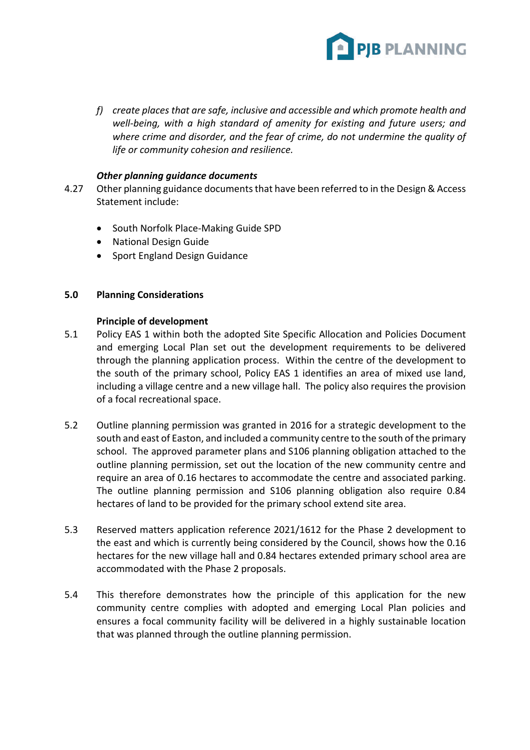*f) create places that are safe, inclusive and accessible and which promote health and well-being, with a high standard of amenity for existing and future users; and where crime and disorder, and the fear of crime, do not undermine the quality of life or community cohesion and resilience.*

***Other planning guidance documents***

4.27 Other planning guidance documents that have been referred to in the Design & Access Statement include:

- South Norfolk Place-Making Guide SPD
- National Design Guide
- Sport England Design Guidance

## 5.0 Planning Considerations

**Principle of development**

5.1 Policy EAS 1 within both the adopted Site Specific Allocation and Policies Document and emerging Local Plan set out the development requirements to be delivered through the planning application process. Within the centre of the development to the south of the primary school, Policy EAS 1 identifies an area of mixed use land, including a village centre and a new village hall. The policy also requires the provision of a focal recreational space.

5.2 Outline planning permission was granted in 2016 for a strategic development to the south and east of Easton, and included a community centre to the south of the primary school. The approved parameter plans and S106 planning obligation attached to the outline planning permission, set out the location of the new community centre and require an area of 0.16 hectares to accommodate the centre and associated parking. The outline planning permission and S106 planning obligation also require 0.84 hectares of land to be provided for the primary school extend site area.

5.3 Reserved matters application reference 2021/1612 for the Phase 2 development to the east and which is currently being considered by the Council, shows how the 0.16 hectares for the new village hall and 0.84 hectares extended primary school area are accommodated with the Phase 2 proposals.

5.4 This therefore demonstrates how the principle of this application for the new community centre complies with adopted and emerging Local Plan policies and ensures a focal community facility will be delivered in a highly sustainable location that was planned through the outline planning permission.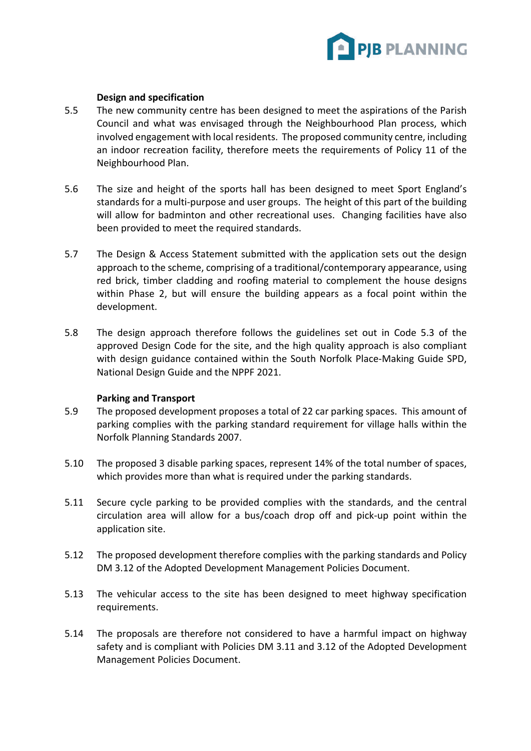### Design and specification

5.5 The new community centre has been designed to meet the aspirations of the Parish Council and what was envisaged through the Neighbourhood Plan process, which involved engagement with local residents. The proposed community centre, including an indoor recreation facility, therefore meets the requirements of Policy 11 of the Neighbourhood Plan.

5.6 The size and height of the sports hall has been designed to meet Sport England's standards for a multi-purpose and user groups. The height of this part of the building will allow for badminton and other recreational uses. Changing facilities have also been provided to meet the required standards.

5.7 The Design & Access Statement submitted with the application sets out the design approach to the scheme, comprising of a traditional/contemporary appearance, using red brick, timber cladding and roofing material to complement the house designs within Phase 2, but will ensure the building appears as a focal point within the development.

5.8 The design approach therefore follows the guidelines set out in Code 5.3 of the approved Design Code for the site, and the high quality approach is also compliant with design guidance contained within the South Norfolk Place-Making Guide SPD, National Design Guide and the NPPF 2021.

### Parking and Transport

5.9 The proposed development proposes a total of 22 car parking spaces. This amount of parking complies with the parking standard requirement for village halls within the Norfolk Planning Standards 2007.

5.10 The proposed 3 disable parking spaces, represent 14% of the total number of spaces, which provides more than what is required under the parking standards.

5.11 Secure cycle parking to be provided complies with the standards, and the central circulation area will allow for a bus/coach drop off and pick-up point within the application site.

5.12 The proposed development therefore complies with the parking standards and Policy DM 3.12 of the Adopted Development Management Policies Document.

5.13 The vehicular access to the site has been designed to meet highway specification requirements.

5.14 The proposals are therefore not considered to have a harmful impact on highway safety and is compliant with Policies DM 3.11 and 3.12 of the Adopted Development Management Policies Document.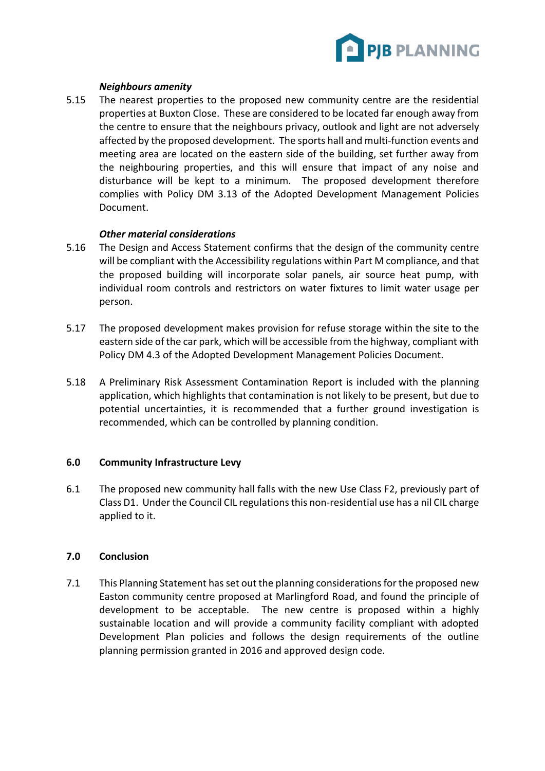***Neighbours amenity***

5.15 The nearest properties to the proposed new community centre are the residential properties at Buxton Close. These are considered to be located far enough away from the centre to ensure that the neighbours privacy, outlook and light are not adversely affected by the proposed development. The sports hall and multi-function events and meeting area are located on the eastern side of the building, set further away from the neighbouring properties, and this will ensure that impact of any noise and disturbance will be kept to a minimum. The proposed development therefore complies with Policy DM 3.13 of the Adopted Development Management Policies Document.

***Other material considerations***

5.16 The Design and Access Statement confirms that the design of the community centre will be compliant with the Accessibility regulations within Part M compliance, and that the proposed building will incorporate solar panels, air source heat pump, with individual room controls and restrictors on water fixtures to limit water usage per person.

5.17 The proposed development makes provision for refuse storage within the site to the eastern side of the car park, which will be accessible from the highway, compliant with Policy DM 4.3 of the Adopted Development Management Policies Document.

5.18 A Preliminary Risk Assessment Contamination Report is included with the planning application, which highlights that contamination is not likely to be present, but due to potential uncertainties, it is recommended that a further ground investigation is recommended, which can be controlled by planning condition.

## 6.0 Community Infrastructure Levy

6.1 The proposed new community hall falls with the new Use Class F2, previously part of Class D1. Under the Council CIL regulations this non-residential use has a nil CIL charge applied to it.

## 7.0 Conclusion

7.1 This Planning Statement has set out the planning considerations for the proposed new Easton community centre proposed at Marlingford Road, and found the principle of development to be acceptable. The new centre is proposed within a highly sustainable location and will provide a community facility compliant with adopted Development Plan policies and follows the design requirements of the outline planning permission granted in 2016 and approved design code.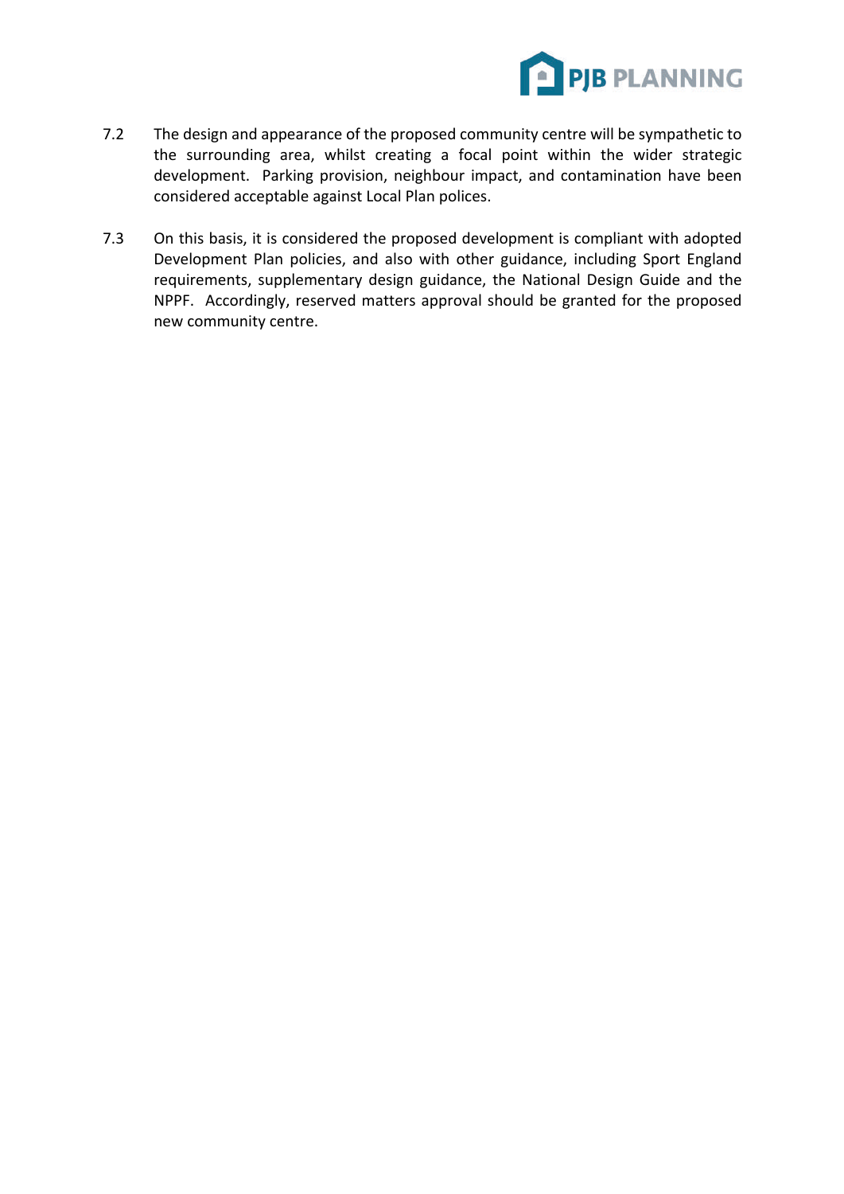7.2 The design and appearance of the proposed community centre will be sympathetic to the surrounding area, whilst creating a focal point within the wider strategic development. Parking provision, neighbour impact, and contamination have been considered acceptable against Local Plan polices.

7.3 On this basis, it is considered the proposed development is compliant with adopted Development Plan policies, and also with other guidance, including Sport England requirements, supplementary design guidance, the National Design Guide and the NPPF. Accordingly, reserved matters approval should be granted for the proposed new community centre.